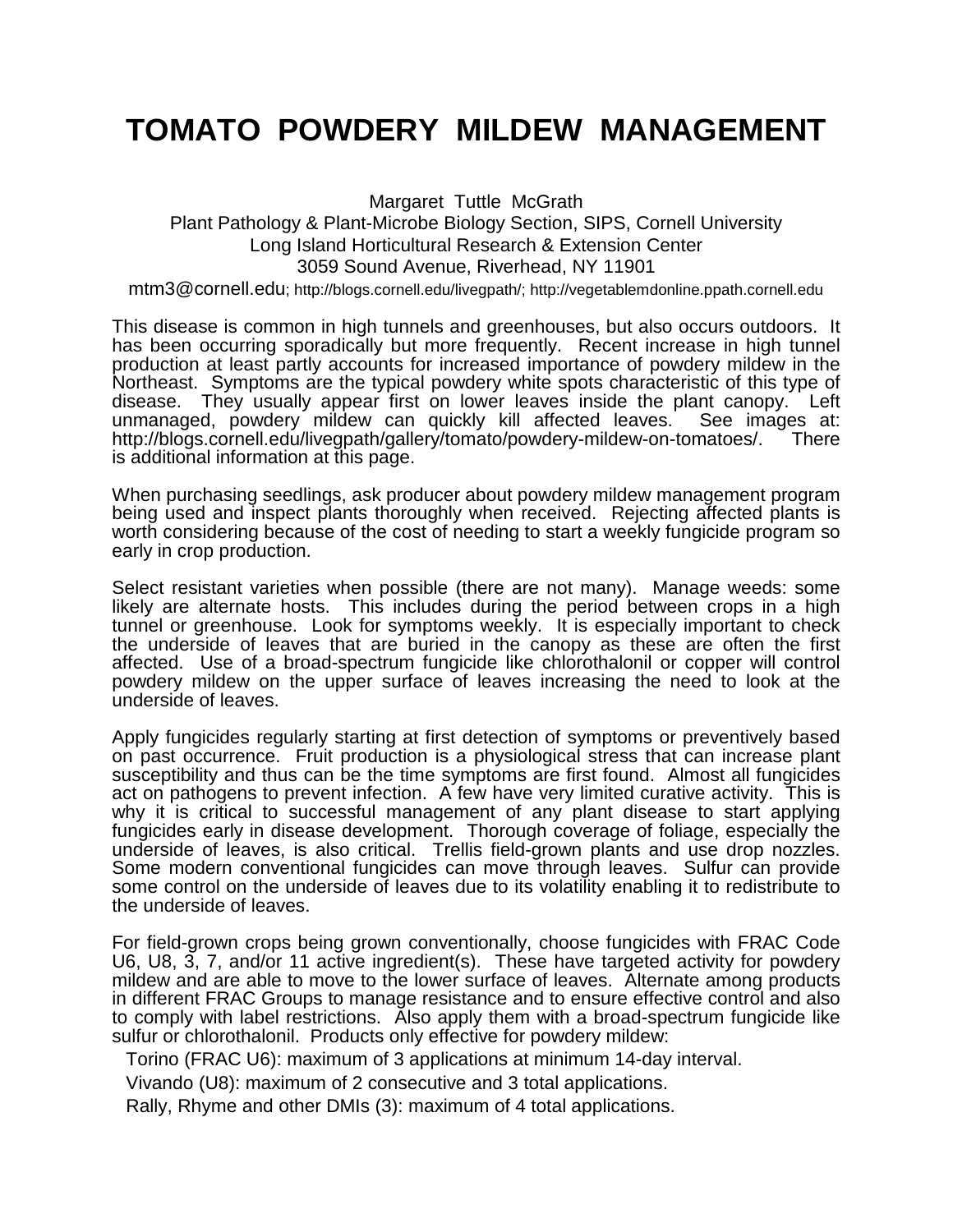# TOMATO POWDERY MILDEW MANAGEMENT

Margaret Tuttle McGrath
Plant Pathology & Plant-Microbe Biology Section, SIPS, Cornell University
Long Island Horticultural Research & Extension Center
3059 Sound Avenue, Riverhead, NY 11901
mtm3@cornell.edu; http://blogs.cornell.edu/livegpath/; http://vegetablemdonline.ppath.cornell.edu

This disease is common in high tunnels and greenhouses, but also occurs outdoors. It has been occurring sporadically but more frequently. Recent increase in high tunnel production at least partly accounts for increased importance of powdery mildew in the Northeast. Symptoms are the typical powdery white spots characteristic of this type of disease. They usually appear first on lower leaves inside the plant canopy. Left unmanaged, powdery mildew can quickly kill affected leaves. See images at: http://blogs.cornell.edu/livegpath/gallery/tomato/powdery-mildew-on-tomatoes/. There is additional information at this page.

When purchasing seedlings, ask producer about powdery mildew management program being used and inspect plants thoroughly when received. Rejecting affected plants is worth considering because of the cost of needing to start a weekly fungicide program so early in crop production.

Select resistant varieties when possible (there are not many). Manage weeds: some likely are alternate hosts. This includes during the period between crops in a high tunnel or greenhouse. Look for symptoms weekly. It is especially important to check the underside of leaves that are buried in the canopy as these are often the first affected. Use of a broad-spectrum fungicide like chlorothalonil or copper will control powdery mildew on the upper surface of leaves increasing the need to look at the underside of leaves.

Apply fungicides regularly starting at first detection of symptoms or preventively based on past occurrence. Fruit production is a physiological stress that can increase plant susceptibility and thus can be the time symptoms are first found. Almost all fungicides act on pathogens to prevent infection. A few have very limited curative activity. This is why it is critical to successful management of any plant disease to start applying fungicides early in disease development. Thorough coverage of foliage, especially the underside of leaves, is also critical. Trellis field-grown plants and use drop nozzles. Some modern conventional fungicides can move through leaves. Sulfur can provide some control on the underside of leaves due to its volatility enabling it to redistribute to the underside of leaves.

For field-grown crops being grown conventionally, choose fungicides with FRAC Code U6, U8, 3, 7, and/or 11 active ingredient(s). These have targeted activity for powdery mildew and are able to move to the lower surface of leaves. Alternate among products in different FRAC Groups to manage resistance and to ensure effective control and also to comply with label restrictions. Also apply them with a broad-spectrum fungicide like sulfur or chlorothalonil. Products only effective for powdery mildew:

Torino (FRAC U6): maximum of 3 applications at minimum 14-day interval.

Vivando (U8): maximum of 2 consecutive and 3 total applications.

Rally, Rhyme and other DMIs (3): maximum of 4 total applications.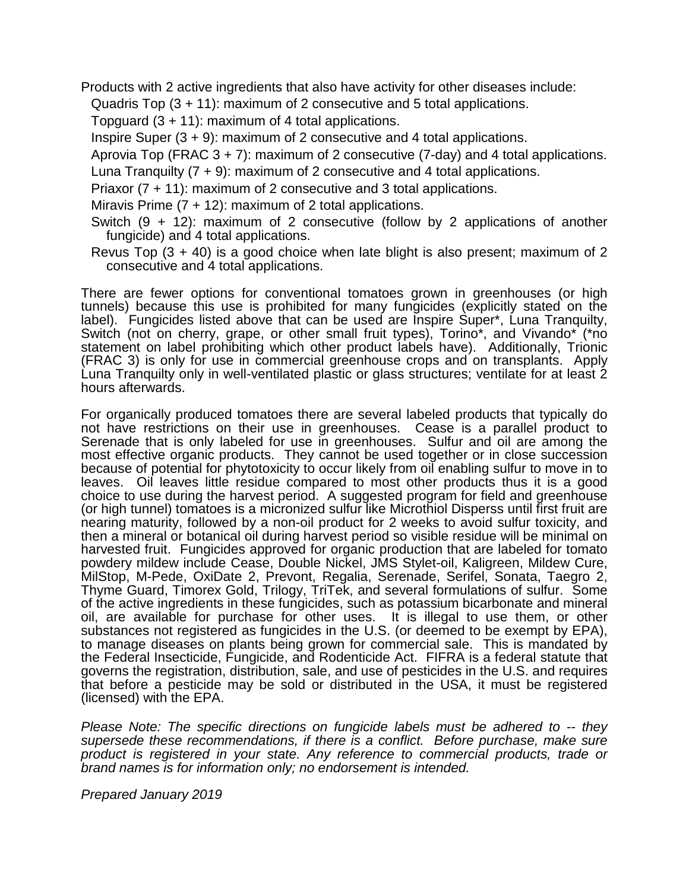Products with 2 active ingredients that also have activity for other diseases include:

- Quadris Top (3 + 11): maximum of 2 consecutive and 5 total applications.
- Topguard (3 + 11): maximum of 4 total applications.
- Inspire Super (3 + 9): maximum of 2 consecutive and 4 total applications.
- Aprovia Top (FRAC 3 + 7): maximum of 2 consecutive (7-day) and 4 total applications.
- Luna Tranquilty (7 + 9): maximum of 2 consecutive and 4 total applications.
- Priaxor (7 + 11): maximum of 2 consecutive and 3 total applications.
- Miravis Prime (7 + 12): maximum of 2 total applications.
- Switch (9 + 12): maximum of 2 consecutive (follow by 2 applications of another fungicide) and 4 total applications.
- Revus Top (3 + 40) is a good choice when late blight is also present; maximum of 2 consecutive and 4 total applications.

There are fewer options for conventional tomatoes grown in greenhouses (or high tunnels) because this use is prohibited for many fungicides (explicitly stated on the label). Fungicides listed above that can be used are Inspire Super*, Luna Tranquilty, Switch (not on cherry, grape, or other small fruit types), Torino*, and Vivando* (*no statement on label prohibiting which other product labels have). Additionally, Trionic (FRAC 3) is only for use in commercial greenhouse crops and on transplants. Apply Luna Tranquilty only in well-ventilated plastic or glass structures; ventilate for at least 2 hours afterwards.

For organically produced tomatoes there are several labeled products that typically do not have restrictions on their use in greenhouses. Cease is a parallel product to Serenade that is only labeled for use in greenhouses. Sulfur and oil are among the most effective organic products. They cannot be used together or in close succession because of potential for phytotoxicity to occur likely from oil enabling sulfur to move in to leaves. Oil leaves little residue compared to most other products thus it is a good choice to use during the harvest period. A suggested program for field and greenhouse (or high tunnel) tomatoes is a micronized sulfur like Microthiol Disperss until first fruit are nearing maturity, followed by a non-oil product for 2 weeks to avoid sulfur toxicity, and then a mineral or botanical oil during harvest period so visible residue will be minimal on harvested fruit. Fungicides approved for organic production that are labeled for tomato powdery mildew include Cease, Double Nickel, JMS Stylet-oil, Kaligreen, Mildew Cure, MilStop, M-Pede, OxiDate 2, Prevont, Regalia, Serenade, Serifel, Sonata, Taegro 2, Thyme Guard, Timorex Gold, Trilogy, TriTek, and several formulations of sulfur. Some of the active ingredients in these fungicides, such as potassium bicarbonate and mineral oil, are available for purchase for other uses. It is illegal to use them, or other substances not registered as fungicides in the U.S. (or deemed to be exempt by EPA), to manage diseases on plants being grown for commercial sale. This is mandated by the Federal Insecticide, Fungicide, and Rodenticide Act. FIFRA is a federal statute that governs the registration, distribution, sale, and use of pesticides in the U.S. and requires that before a pesticide may be sold or distributed in the USA, it must be registered (licensed) with the EPA.

*Please Note: The specific directions on fungicide labels must be adhered to -- they supersede these recommendations, if there is a conflict. Before purchase, make sure product is registered in your state. Any reference to commercial products, trade or brand names is for information only; no endorsement is intended.*

*Prepared January 2019*